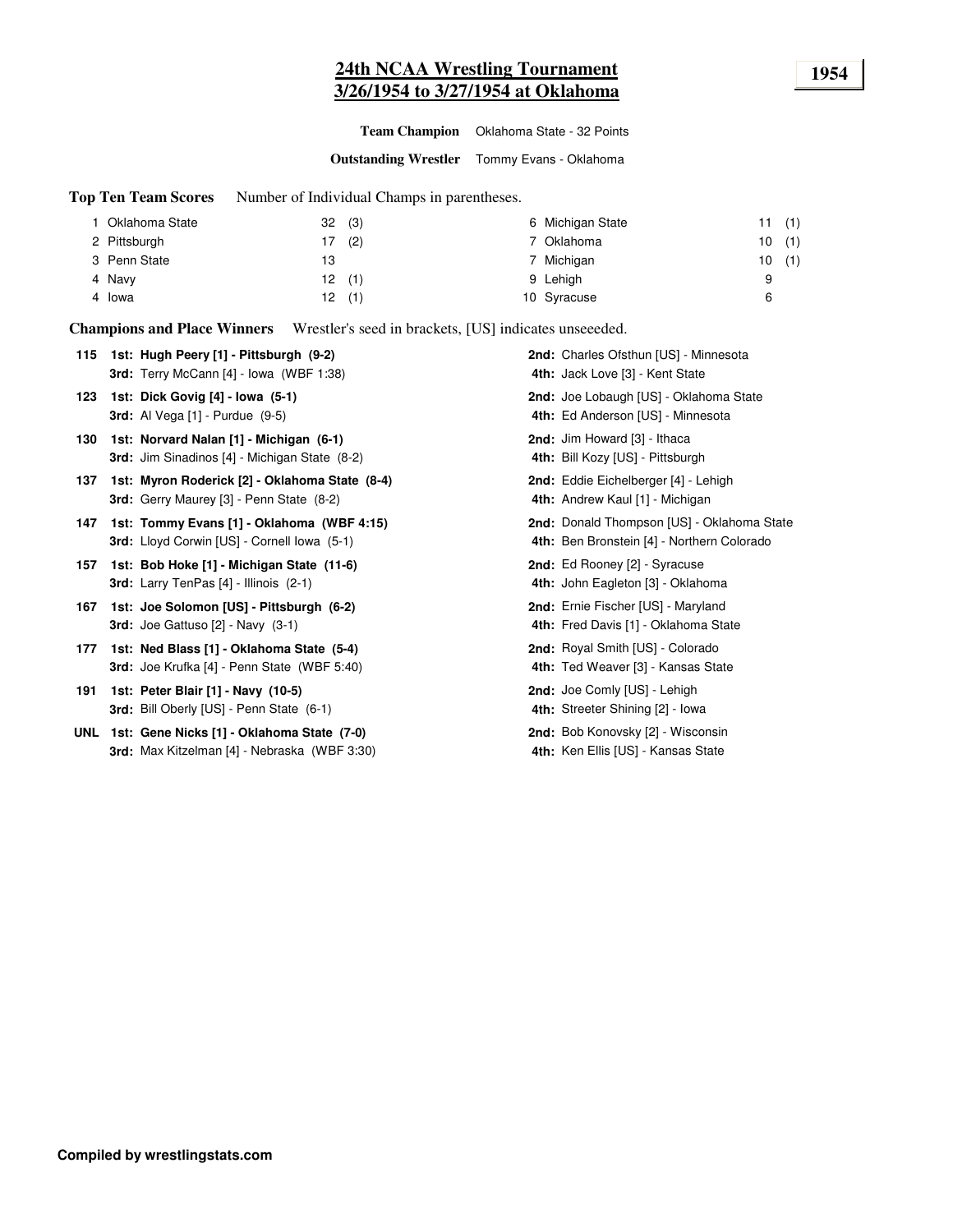# 24th NCAA Wrestling Tournament
## 3/26/1954 to 3/27/1954 at Oklahoma

**1954**

**Team Champion** Oklahoma State - 32 Points

**Outstanding Wrestler** Tommy Evans - Oklahoma

**Top Ten Team Scores** Number of Individual Champs in parentheses.

| | | | | | | | |
|---|---|---|---|---|---|---|---|
| 1 | Oklahoma State | 32 | (3) | 6 | Michigan State | 11 | (1) |
| 2 | Pittsburgh | 17 | (2) | 7 | Oklahoma | 10 | (1) |
| 3 | Penn State | 13 | | 7 | Michigan | 10 | (1) |
| 4 | Navy | 12 | (1) | 9 | Lehigh | 9 | |
| 4 | Iowa | 12 | (1) | 10 | Syracuse | 6 | |

**Champions and Place Winners** Wrestler's seed in brackets, [US] indicates unseeeded.

**115** **1st: Hugh Peery [1] - Pittsburgh (9-2)**
**2nd:** Charles Ofsthun [US] - Minnesota
**3rd:** Terry McCann [4] - Iowa (WBF 1:38)
**4th:** Jack Love [3] - Kent State

**123** **1st: Dick Govig [4] - Iowa (5-1)**
**2nd:** Joe Lobaugh [US] - Oklahoma State
**3rd:** Al Vega [1] - Purdue (9-5)
**4th:** Ed Anderson [US] - Minnesota

**130** **1st: Norvard Nalan [1] - Michigan (6-1)**
**2nd:** Jim Howard [3] - Ithaca
**3rd:** Jim Sinadinos [4] - Michigan State (8-2)
**4th:** Bill Kozy [US] - Pittsburgh

**137** **1st: Myron Roderick [2] - Oklahoma State (8-4)**
**2nd:** Eddie Eichelberger [4] - Lehigh
**3rd:** Gerry Maurey [3] - Penn State (8-2)
**4th:** Andrew Kaul [1] - Michigan

**147** **1st: Tommy Evans [1] - Oklahoma (WBF 4:15)**
**2nd:** Donald Thompson [US] - Oklahoma State
**3rd:** Lloyd Corwin [US] - Cornell Iowa (5-1)
**4th:** Ben Bronstein [4] - Northern Colorado

**157** **1st: Bob Hoke [1] - Michigan State (11-6)**
**2nd:** Ed Rooney [2] - Syracuse
**3rd:** Larry TenPas [4] - Illinois (2-1)
**4th:** John Eagleton [3] - Oklahoma

**167** **1st: Joe Solomon [US] - Pittsburgh (6-2)**
**2nd:** Ernie Fischer [US] - Maryland
**3rd:** Joe Gattuso [2] - Navy (3-1)
**4th:** Fred Davis [1] - Oklahoma State

**177** **1st: Ned Blass [1] - Oklahoma State (5-4)**
**2nd:** Royal Smith [US] - Colorado
**3rd:** Joe Krufka [4] - Penn State (WBF 5:40)
**4th:** Ted Weaver [3] - Kansas State

**191** **1st: Peter Blair [1] - Navy (10-5)**
**2nd:** Joe Comly [US] - Lehigh
**3rd:** Bill Oberly [US] - Penn State (6-1)
**4th:** Streeter Shining [2] - Iowa

**UNL** **1st: Gene Nicks [1] - Oklahoma State (7-0)**
**2nd:** Bob Konovsky [2] - Wisconsin
**3rd:** Max Kitzelman [4] - Nebraska (WBF 3:30)
**4th:** Ken Ellis [US] - Kansas State

**Compiled by wrestlingstats.com**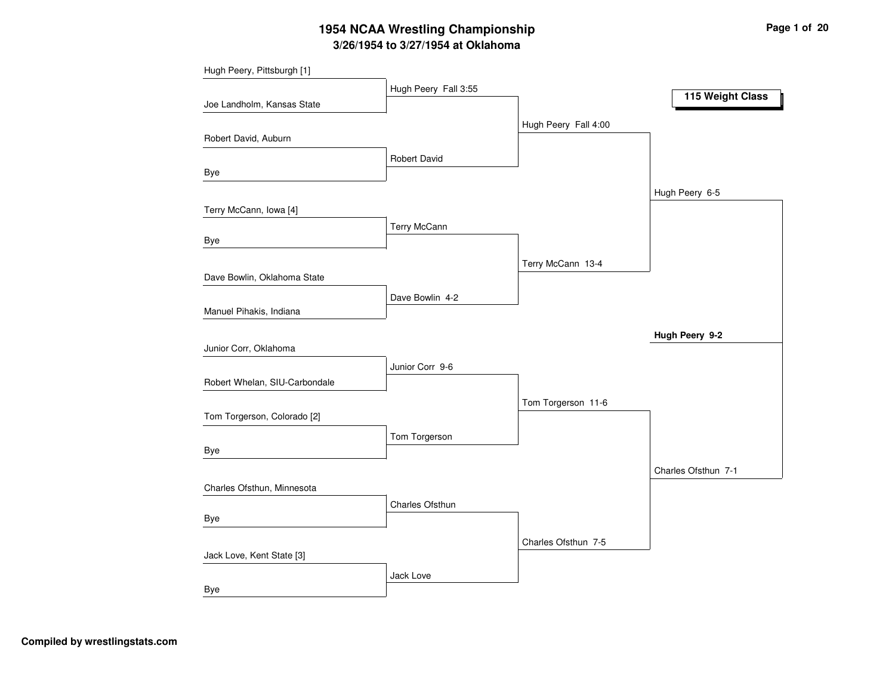# 1954 NCAA Wrestling Championship

## 3/26/1954 to 3/27/1954 at Oklahoma

### 115 Weight Class

**First Round**

- Hugh Peery, Pittsburgh [1] vs. Joe Landholm, Kansas State — Hugh Peery Fall 3:55
- Robert David, Auburn vs. Bye — Robert David
- Terry McCann, Iowa [4] vs. Bye — Terry McCann
- Dave Bowlin, Oklahoma State vs. Manuel Pihakis, Indiana — Dave Bowlin 4-2
- Junior Corr, Oklahoma vs. Robert Whelan, SIU-Carbondale — Junior Corr 9-6
- Tom Torgerson, Colorado [2] vs. Bye — Tom Torgerson
- Charles Ofsthun, Minnesota vs. Bye — Charles Ofsthun
- Jack Love, Kent State [3] vs. Bye — Jack Love

**Quarterfinals**

- Hugh Peery Fall 4:00
- Terry McCann 13-4
- Tom Torgerson 11-6
- Charles Ofsthun 7-5

**Semifinals**

- Hugh Peery 6-5
- Charles Ofsthun 7-1

**Final**

- **Hugh Peery 9-2**

Compiled by wrestlingstats.com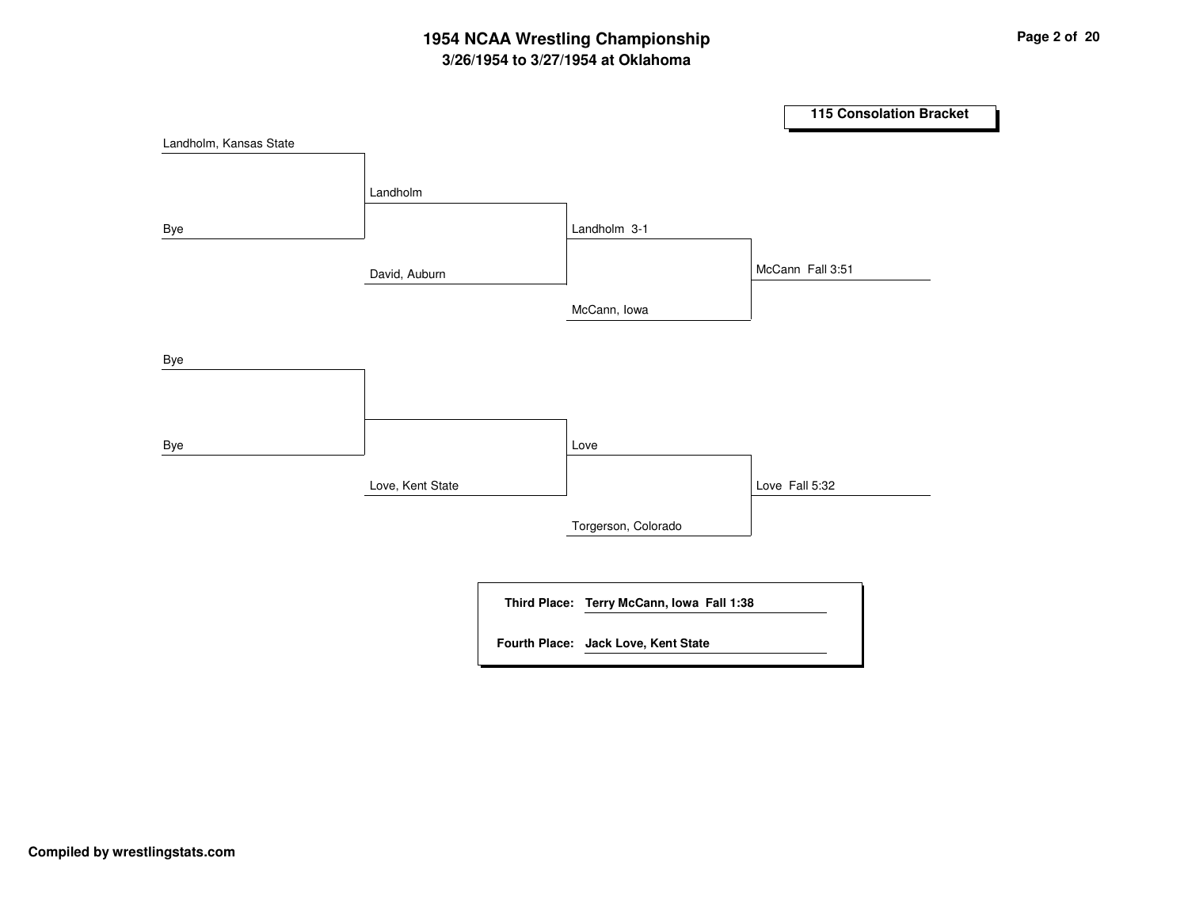# 1954 NCAA Wrestling Championship

## 3/26/1954 to 3/27/1954 at Oklahoma

### 115 Consolation Bracket

Landholm, Kansas State

Bye

Landholm

David, Auburn

Landholm 3-1

McCann, Iowa

McCann Fall 3:51

Bye

Bye

Love, Kent State

Love

Torgerson, Colorado

Love Fall 5:32

**Third Place:** **Terry McCann, Iowa Fall 1:38**

**Fourth Place:** **Jack Love, Kent State**

**Compiled by wrestlingstats.com**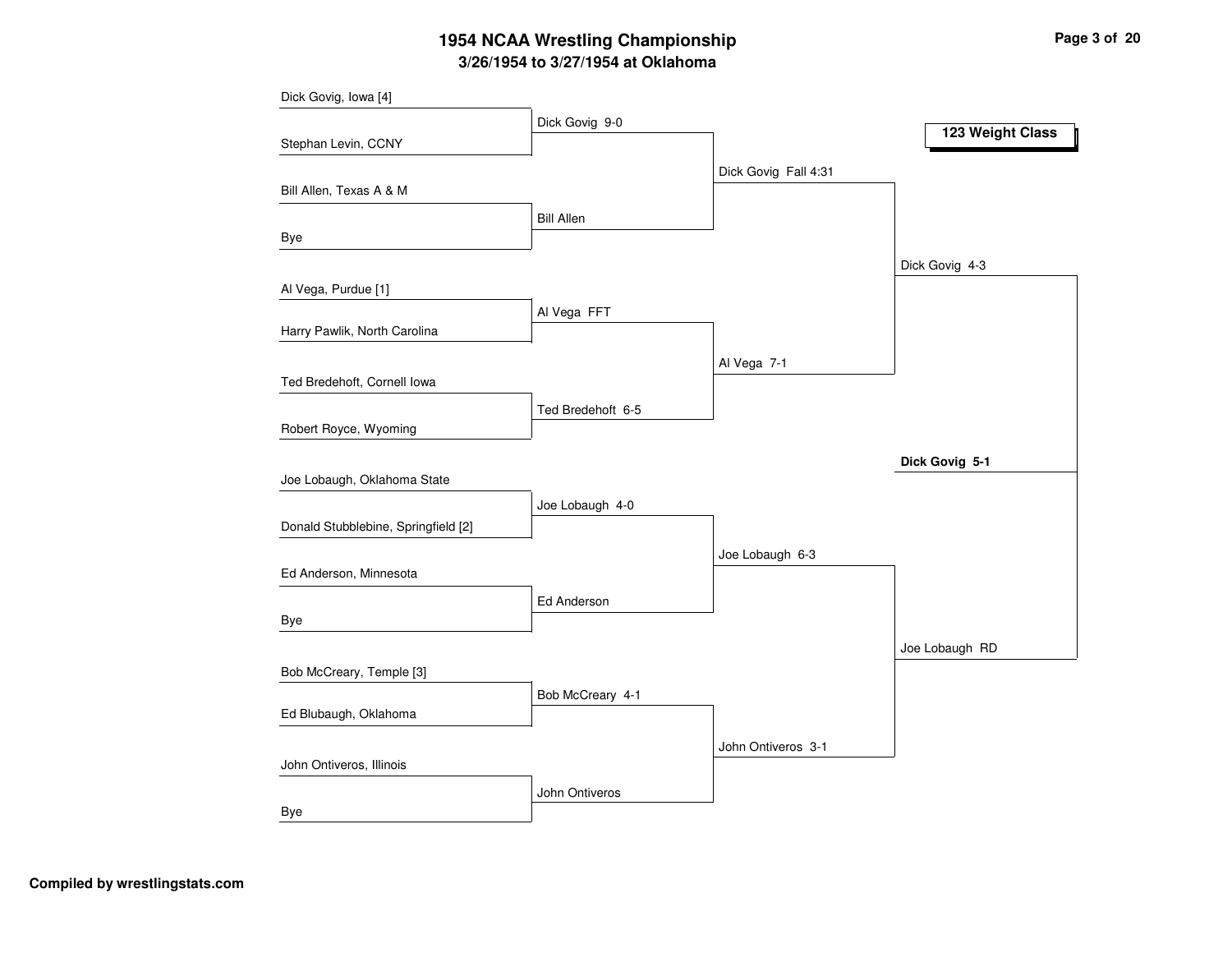# 1954 NCAA Wrestling Championship

## 3/26/1954 to 3/27/1954 at Oklahoma

### 123 Weight Class

**First Round**

- Dick Govig, Iowa [4] vs. Stephan Levin, CCNY — Dick Govig 9-0
- Bill Allen, Texas A & M vs. Bye — Bill Allen
- Al Vega, Purdue [1] vs. Harry Pawlik, North Carolina — Al Vega FFT
- Ted Bredehoft, Cornell Iowa vs. Robert Royce, Wyoming — Ted Bredehoft 6-5
- Joe Lobaugh, Oklahoma State vs. Donald Stubblebine, Springfield [2] — Joe Lobaugh 4-0
- Ed Anderson, Minnesota vs. Bye — Ed Anderson
- Bob McCreary, Temple [3] vs. Ed Blubaugh, Oklahoma — Bob McCreary 4-1
- John Ontiveros, Illinois vs. Bye — John Ontiveros

**Quarterfinals**

- Dick Govig Fall 4:31
- Al Vega 7-1
- Joe Lobaugh 6-3
- John Ontiveros 3-1

**Semifinals**

- Dick Govig 4-3
- Joe Lobaugh RD

**Final**

- **Dick Govig 5-1**

**Compiled by wrestlingstats.com**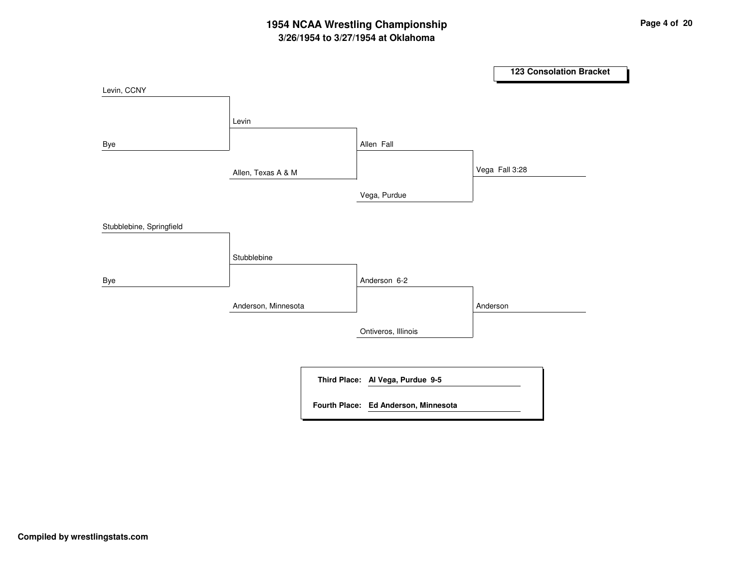# 1954 NCAA Wrestling Championship

## 3/26/1954 to 3/27/1954 at Oklahoma

### 123 Consolation Bracket

Levin, CCNY

Bye

Levin

Allen, Texas A & M

Allen Fall

Vega, Purdue

Vega Fall 3:28

Stubblebine, Springfield

Bye

Stubblebine

Anderson, Minnesota

Anderson 6-2

Ontiveros, Illinois

Anderson

**Third Place:** **Al Vega, Purdue 9-5**

**Fourth Place:** **Ed Anderson, Minnesota**

**Compiled by wrestlingstats.com**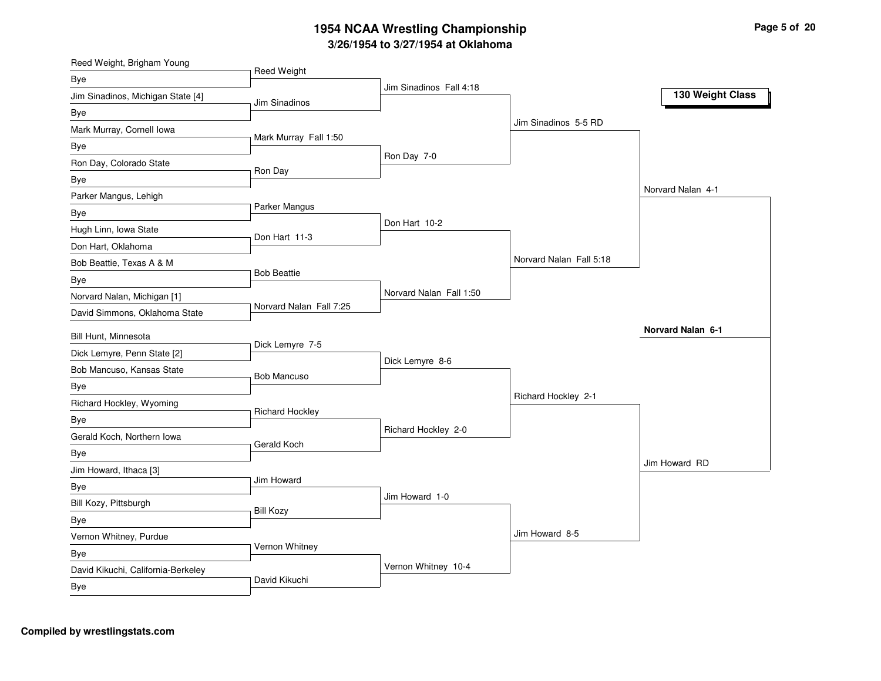# 1954 NCAA Wrestling Championship

## 3/26/1954 to 3/27/1954 at Oklahoma

### 130 Weight Class

**First Round**

- Reed Weight, Brigham Young vs Bye — Reed Weight
- Jim Sinadinos, Michigan State [4] vs Bye — Jim Sinadinos
- Mark Murray, Cornell Iowa vs Bye — Mark Murray Fall 1:50
- Ron Day, Colorado State vs Bye — Ron Day
- Parker Mangus, Lehigh vs Bye — Parker Mangus
- Hugh Linn, Iowa State vs Don Hart, Oklahoma — Don Hart 11-3
- Bob Beattie, Texas A & M vs Bye — Bob Beattie
- Norvard Nalan, Michigan [1] vs David Simmons, Oklahoma State — Norvard Nalan Fall 7:25
- Bill Hunt, Minnesota vs Dick Lemyre, Penn State [2] — Dick Lemyre 7-5
- Bob Mancuso, Kansas State vs Bye — Bob Mancuso
- Richard Hockley, Wyoming vs Bye — Richard Hockley
- Gerald Koch, Northern Iowa vs Bye — Gerald Koch
- Jim Howard, Ithaca [3] vs Bye — Jim Howard
- Bill Kozy, Pittsburgh vs Bye — Bill Kozy
- Vernon Whitney, Purdue vs Bye — Vernon Whitney
- David Kikuchi, California-Berkeley vs Bye — David Kikuchi

**Second Round**

- Jim Sinadinos Fall 4:18
- Ron Day 7-0
- Don Hart 10-2
- Norvard Nalan Fall 1:50
- Dick Lemyre 8-6
- Richard Hockley 2-0
- Jim Howard 1-0
- Vernon Whitney 10-4

**Quarterfinals**

- Jim Sinadinos 5-5 RD
- Norvard Nalan Fall 5:18
- Richard Hockley 2-1
- Jim Howard 8-5

**Semifinals**

- Norvard Nalan 4-1
- Jim Howard RD

**Final**

- **Norvard Nalan 6-1**

**Compiled by wrestlingstats.com**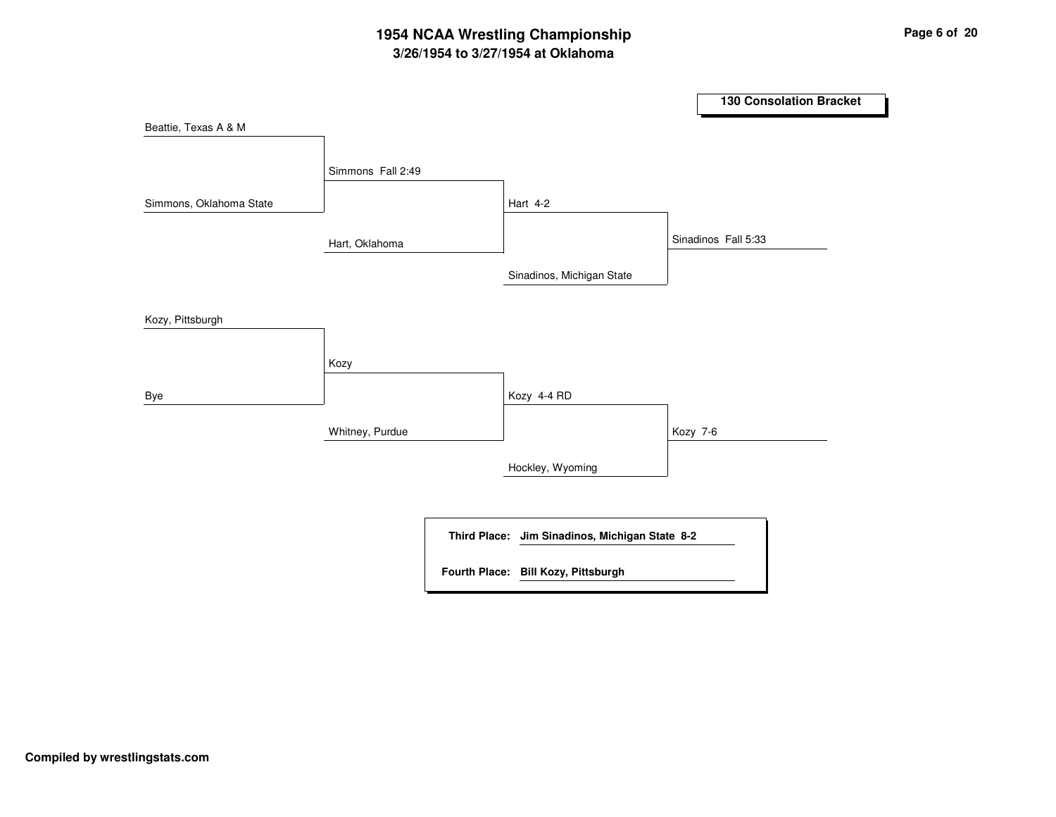# 1954 NCAA Wrestling Championship

## 3/26/1954 to 3/27/1954 at Oklahoma

### 130 Consolation Bracket

Beattie, Texas A & M

Simmons, Oklahoma State

Simmons Fall 2:49

Hart, Oklahoma

Hart 4-2

Sinadinos, Michigan State

Sinadinos Fall 5:33

Kozy, Pittsburgh

Bye

Kozy

Whitney, Purdue

Kozy 4-4 RD

Hockley, Wyoming

Kozy 7-6

**Third Place:** **Jim Sinadinos, Michigan State 8-2**

**Fourth Place:** **Bill Kozy, Pittsburgh**

**Compiled by wrestlingstats.com**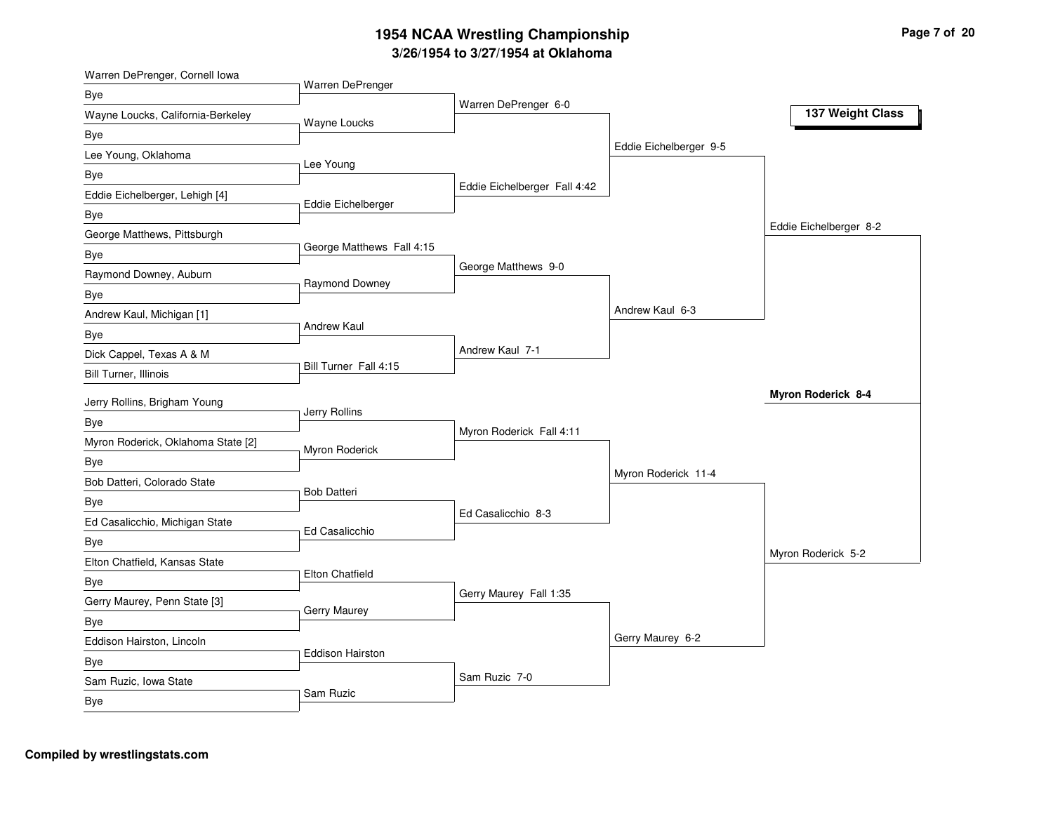# 1954 NCAA Wrestling Championship

## 3/26/1954 to 3/27/1954 at Oklahoma

### 137 Weight Class

Warren DePrenger, Cornell Iowa
Bye
Wayne Loucks, California-Berkeley
Bye
Lee Young, Oklahoma
Bye
Eddie Eichelberger, Lehigh [4]
Bye
George Matthews, Pittsburgh
Bye
Raymond Downey, Auburn
Bye
Andrew Kaul, Michigan [1]
Bye
Dick Cappel, Texas A & M
Bill Turner, Illinois

Jerry Rollins, Brigham Young
Bye
Myron Roderick, Oklahoma State [2]
Bye
Bob Datteri, Colorado State
Bye
Ed Casalicchio, Michigan State
Bye
Elton Chatfield, Kansas State
Bye
Gerry Maurey, Penn State [3]
Bye
Eddison Hairston, Lincoln
Bye
Sam Ruzic, Iowa State
Bye

Warren DePrenger
Wayne Loucks
Lee Young
Eddie Eichelberger
George Matthews Fall 4:15
Raymond Downey
Andrew Kaul
Bill Turner Fall 4:15
Jerry Rollins
Myron Roderick
Bob Datteri
Ed Casalicchio
Elton Chatfield
Gerry Maurey
Eddison Hairston
Sam Ruzic

Warren DePrenger 6-0
Eddie Eichelberger Fall 4:42
George Matthews 9-0
Andrew Kaul 7-1
Myron Roderick Fall 4:11
Ed Casalicchio 8-3
Gerry Maurey Fall 1:35
Sam Ruzic 7-0

Eddie Eichelberger 9-5
Andrew Kaul 6-3
Myron Roderick 11-4
Gerry Maurey 6-2

Eddie Eichelberger 8-2
Myron Roderick 5-2

**Myron Roderick 8-4**

**Compiled by wrestlingstats.com**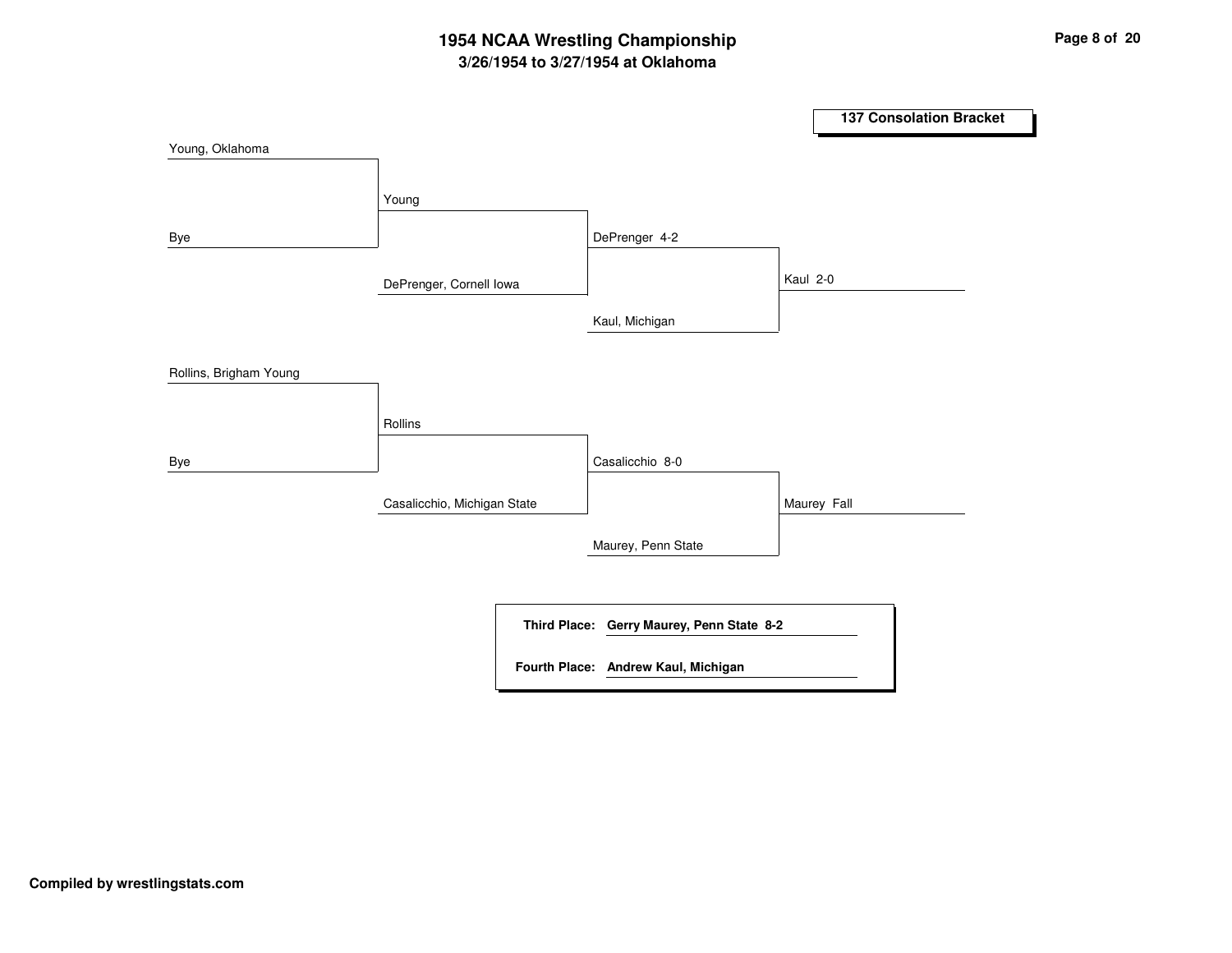# 1954 NCAA Wrestling Championship

## 3/26/1954 to 3/27/1954 at Oklahoma

### 137 Consolation Bracket

Young, Oklahoma

Bye

Young

DePrenger, Cornell Iowa

DePrenger 4-2

Kaul, Michigan

Kaul 2-0

Rollins, Brigham Young

Bye

Rollins

Casalicchio, Michigan State

Casalicchio 8-0

Maurey, Penn State

Maurey Fall

**Third Place:** **Gerry Maurey, Penn State 8-2**

**Fourth Place:** **Andrew Kaul, Michigan**

**Compiled by wrestlingstats.com**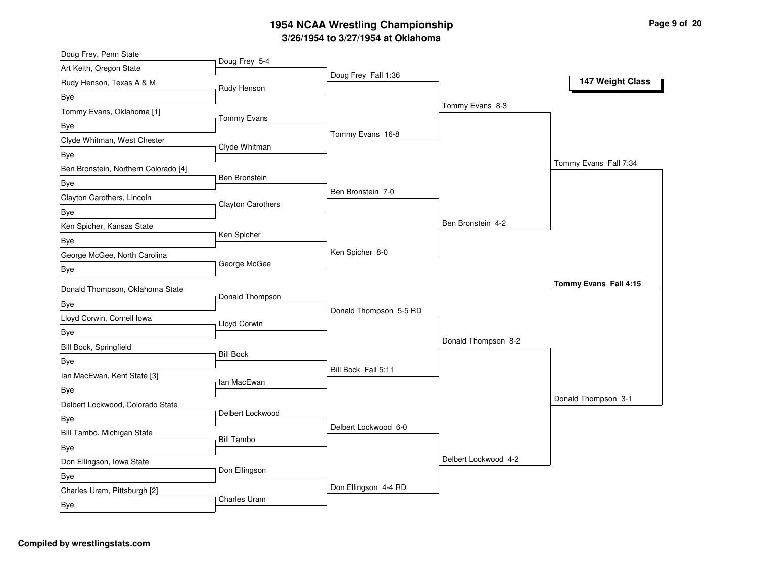# 1954 NCAA Wrestling Championship

## 3/26/1954 to 3/27/1954 at Oklahoma

### 147 Weight Class

Doug Frey, Penn State
Art Keith, Oregon State
Rudy Henson, Texas A & M
Bye
Tommy Evans, Oklahoma [1]
Bye
Clyde Whitman, West Chester
Bye
Ben Bronstein, Northern Colorado [4]
Bye
Clayton Carothers, Lincoln
Bye
Ken Spicher, Kansas State
Bye
George McGee, North Carolina
Bye
Donald Thompson, Oklahoma State
Bye
Lloyd Corwin, Cornell Iowa
Bye
Bill Bock, Springfield
Bye
Ian MacEwan, Kent State [3]
Bye
Delbert Lockwood, Colorado State
Bye
Bill Tambo, Michigan State
Bye
Don Ellingson, Iowa State
Bye
Charles Uram, Pittsburgh [2]
Bye

**First Round**

Doug Frey 5-4
Rudy Henson
Tommy Evans
Clyde Whitman
Ben Bronstein
Clayton Carothers
Ken Spicher
George McGee
Donald Thompson
Lloyd Corwin
Bill Bock
Ian MacEwan
Delbert Lockwood
Bill Tambo
Don Ellingson
Charles Uram

**Second Round**

Doug Frey Fall 1:36
Tommy Evans 16-8
Ben Bronstein 7-0
Ken Spicher 8-0
Donald Thompson 5-5 RD
Bill Bock Fall 5:11
Delbert Lockwood 6-0
Don Ellingson 4-4 RD

**Quarterfinals**

Tommy Evans 8-3
Ben Bronstein 4-2
Donald Thompson 8-2
Delbert Lockwood 4-2

**Semifinals**

Tommy Evans Fall 7:34
Donald Thompson 3-1

**Final**

**Tommy Evans Fall 4:15**

**Compiled by wrestlingstats.com**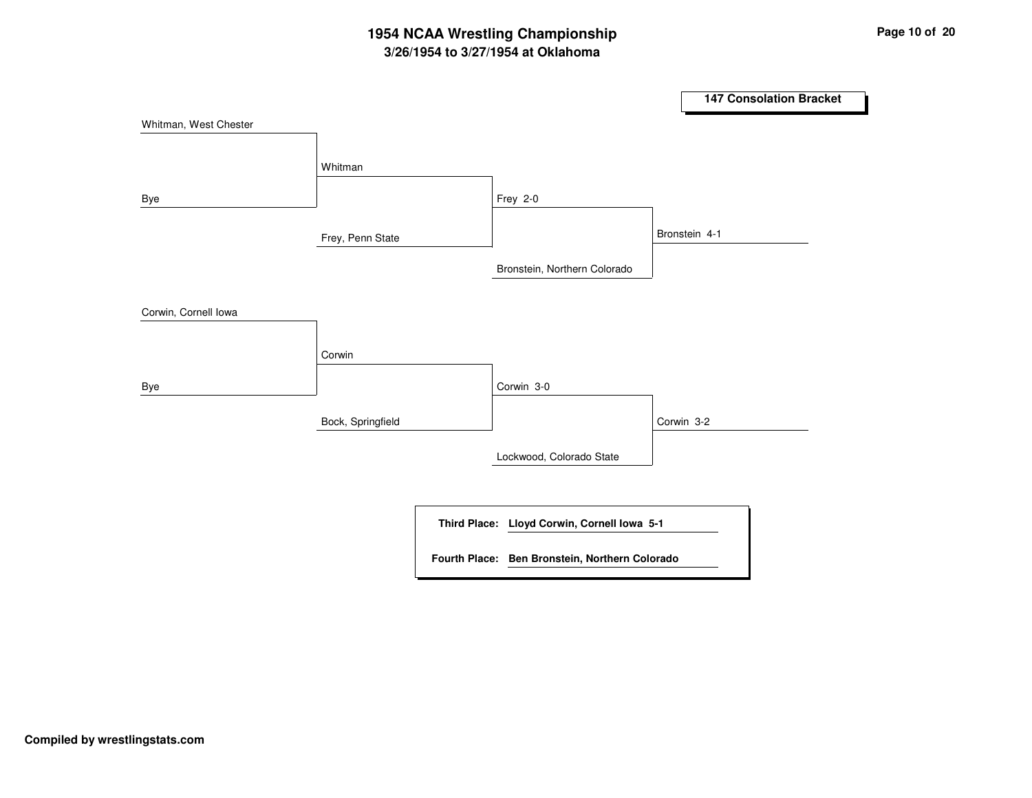# 1954 NCAA Wrestling Championship

## 3/26/1954 to 3/27/1954 at Oklahoma

### 147 Consolation Bracket

Whitman, West Chester

Bye

Whitman

Frey, Penn State

Frey 2-0

Bronstein, Northern Colorado

Bronstein 4-1

Corwin, Cornell Iowa

Bye

Corwin

Bock, Springfield

Corwin 3-0

Lockwood, Colorado State

Corwin 3-2

**Third Place:** **Lloyd Corwin, Cornell Iowa 5-1**

**Fourth Place:** **Ben Bronstein, Northern Colorado**

**Compiled by wrestlingstats.com**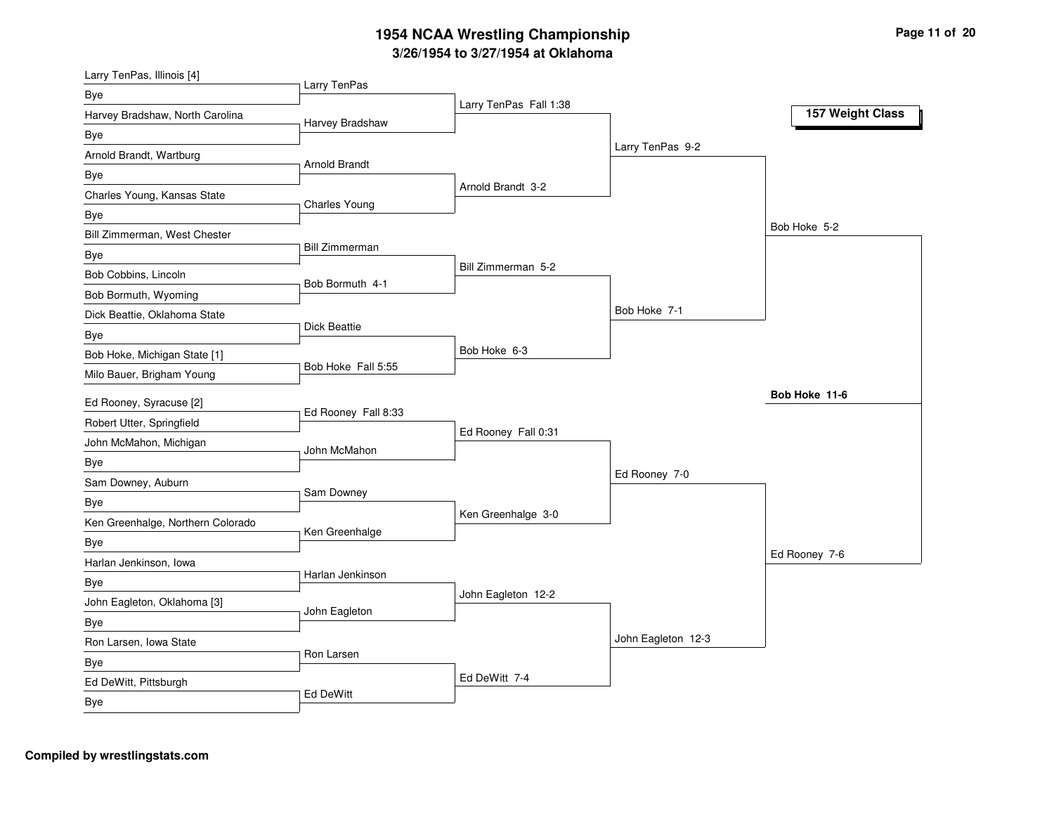# 1954 NCAA Wrestling Championship

## 3/26/1954 to 3/27/1954 at Oklahoma

### 157 Weight Class

**First Round**

- Larry TenPas, Illinois [4] vs Bye — Larry TenPas
- Harvey Bradshaw, North Carolina vs Bye — Harvey Bradshaw
- Arnold Brandt, Wartburg vs Bye — Arnold Brandt
- Charles Young, Kansas State vs Bye — Charles Young
- Bill Zimmerman, West Chester vs Bye — Bill Zimmerman
- Bob Cobbins, Lincoln vs Bob Bormuth, Wyoming — Bob Bormuth 4-1
- Dick Beattie, Oklahoma State vs Bye — Dick Beattie
- Bob Hoke, Michigan State [1] vs Milo Bauer, Brigham Young — Bob Hoke Fall 5:55
- Ed Rooney, Syracuse [2] vs Robert Utter, Springfield — Ed Rooney Fall 8:33
- John McMahon, Michigan vs Bye — John McMahon
- Sam Downey, Auburn vs Bye — Sam Downey
- Ken Greenhalge, Northern Colorado vs Bye — Ken Greenhalge
- Harlan Jenkinson, Iowa vs Bye — Harlan Jenkinson
- John Eagleton, Oklahoma [3] vs Bye — John Eagleton
- Ron Larsen, Iowa State vs Bye — Ron Larsen
- Ed DeWitt, Pittsburgh vs Bye — Ed DeWitt

**Second Round**

- Larry TenPas Fall 1:38
- Arnold Brandt 3-2
- Bill Zimmerman 5-2
- Bob Hoke 6-3
- Ed Rooney Fall 0:31
- Ken Greenhalge 3-0
- John Eagleton 12-2
- Ed DeWitt 7-4

**Quarterfinals**

- Larry TenPas 9-2
- Bob Hoke 7-1
- Ed Rooney 7-0
- John Eagleton 12-3

**Semifinals**

- Bob Hoke 5-2
- Ed Rooney 7-6

**Final**

- **Bob Hoke 11-6**

**Compiled by wrestlingstats.com**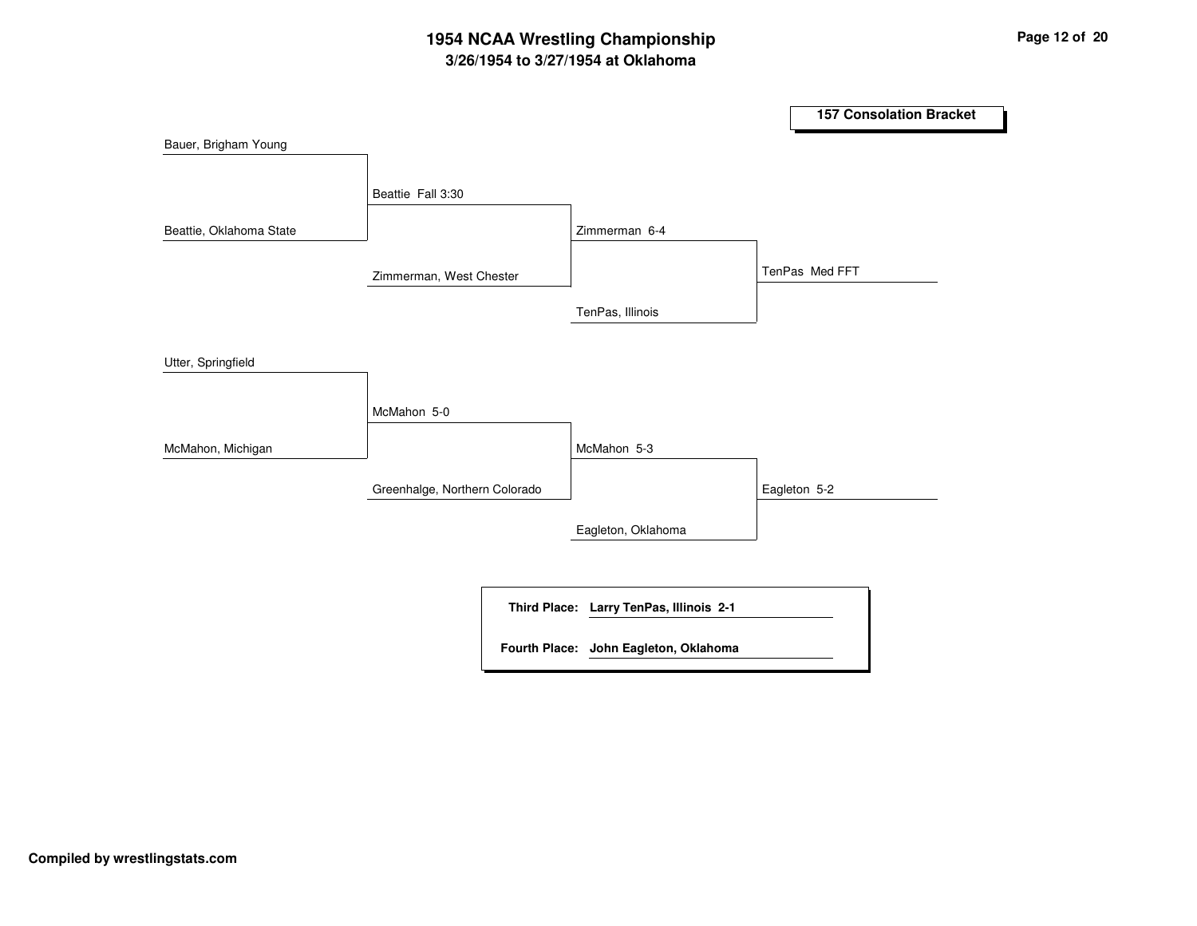# 1954 NCAA Wrestling Championship

## 3/26/1954 to 3/27/1954 at Oklahoma

### 157 Consolation Bracket

Bauer, Brigham Young

Beattie, Oklahoma State

Beattie Fall 3:30

Zimmerman, West Chester

Zimmerman 6-4

TenPas, Illinois

TenPas Med FFT

Utter, Springfield

McMahon, Michigan

McMahon 5-0

Greenhalge, Northern Colorado

McMahon 5-3

Eagleton, Oklahoma

Eagleton 5-2

**Third Place:** **Larry TenPas, Illinois 2-1**

**Fourth Place:** **John Eagleton, Oklahoma**

**Compiled by wrestlingstats.com**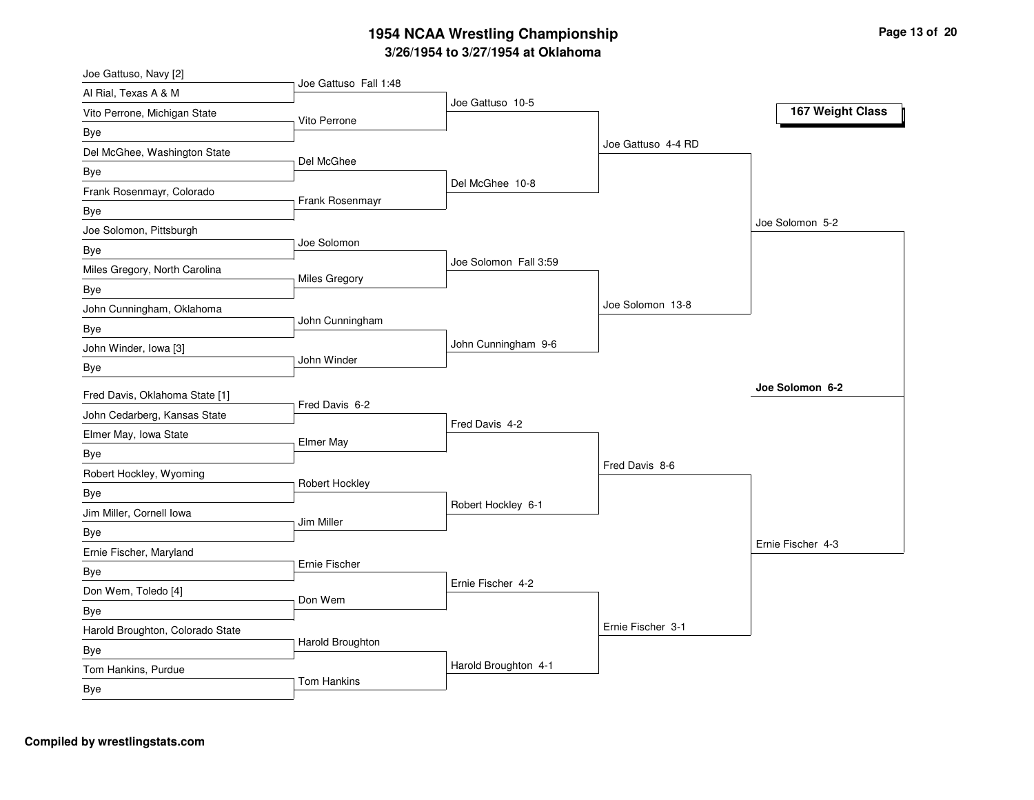# 1954 NCAA Wrestling Championship

## 3/26/1954 to 3/27/1954 at Oklahoma

### 167 Weight Class

**First Round**

- Joe Gattuso, Navy [2] vs Al Rial, Texas A & M — Joe Gattuso Fall 1:48
- Vito Perrone, Michigan State vs Bye — Vito Perrone
- Del McGhee, Washington State vs Bye — Del McGhee
- Frank Rosenmayr, Colorado vs Bye — Frank Rosenmayr
- Joe Solomon, Pittsburgh vs Bye — Joe Solomon
- Miles Gregory, North Carolina vs Bye — Miles Gregory
- John Cunningham, Oklahoma vs Bye — John Cunningham
- John Winder, Iowa [3] vs Bye — John Winder
- Fred Davis, Oklahoma State [1] vs John Cedarberg, Kansas State — Fred Davis 6-2
- Elmer May, Iowa State vs Bye — Elmer May
- Robert Hockley, Wyoming vs Bye — Robert Hockley
- Jim Miller, Cornell Iowa vs Bye — Jim Miller
- Ernie Fischer, Maryland vs Bye — Ernie Fischer
- Don Wem, Toledo [4] vs Bye — Don Wem
- Harold Broughton, Colorado State vs Bye — Harold Broughton
- Tom Hankins, Purdue vs Bye — Tom Hankins

**Second Round**

- Joe Gattuso 10-5
- Del McGhee 10-8
- Joe Solomon Fall 3:59
- John Cunningham 9-6
- Fred Davis 4-2
- Robert Hockley 6-1
- Ernie Fischer 4-2
- Harold Broughton 4-1

**Quarterfinals**

- Joe Gattuso 4-4 RD
- Joe Solomon 13-8
- Fred Davis 8-6
- Ernie Fischer 3-1

**Semifinals**

- Joe Solomon 5-2
- Ernie Fischer 4-3

**Final**

- **Joe Solomon 6-2**

**Compiled by wrestlingstats.com**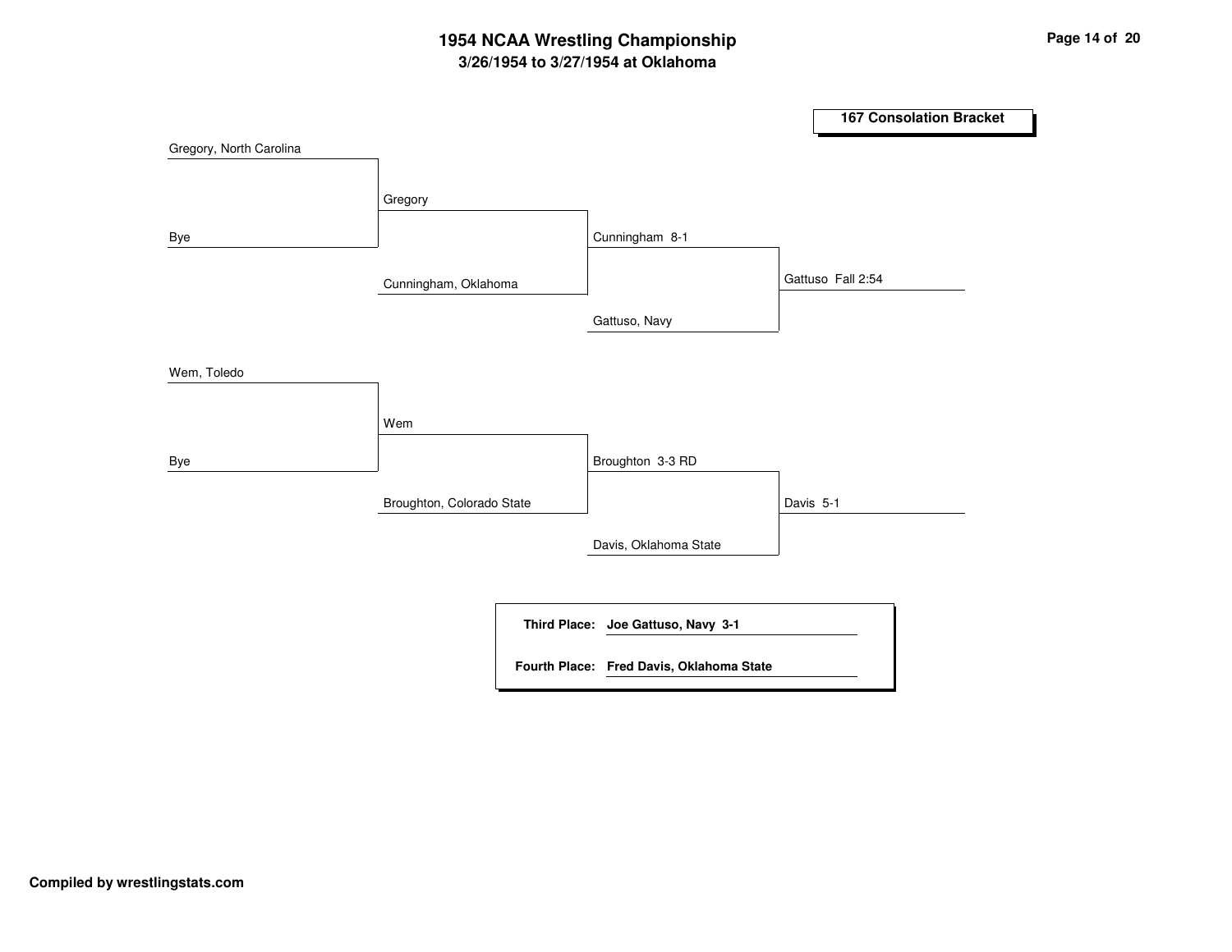# 1954 NCAA Wrestling Championship

## 3/26/1954 to 3/27/1954 at Oklahoma

### 167 Consolation Bracket

Gregory, North Carolina

Bye

Gregory

Cunningham, Oklahoma

Cunningham 8-1

Gattuso, Navy

Gattuso Fall 2:54

Wem, Toledo

Bye

Wem

Broughton, Colorado State

Broughton 3-3 RD

Davis, Oklahoma State

Davis 5-1

**Third Place:** **Joe Gattuso, Navy 3-1**

**Fourth Place:** **Fred Davis, Oklahoma State**

**Compiled by wrestlingstats.com**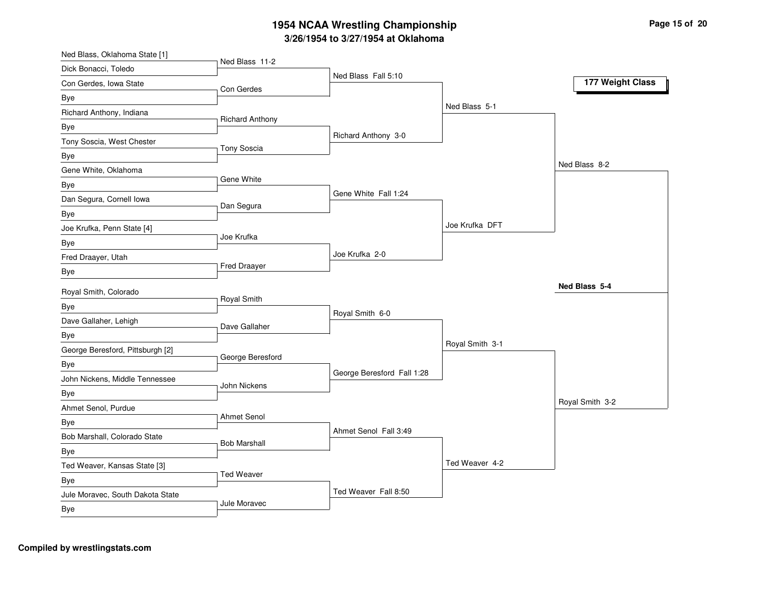# 1954 NCAA Wrestling Championship

## 3/26/1954 to 3/27/1954 at Oklahoma

### 177 Weight Class

**First Round**

- Ned Blass, Oklahoma State [1] vs Dick Bonacci, Toledo — Ned Blass 11-2
- Con Gerdes, Iowa State vs Bye — Con Gerdes
- Richard Anthony, Indiana vs Bye — Richard Anthony
- Tony Soscia, West Chester vs Bye — Tony Soscia
- Gene White, Oklahoma vs Bye — Gene White
- Dan Segura, Cornell Iowa vs Bye — Dan Segura
- Joe Krufka, Penn State [4] vs Bye — Joe Krufka
- Fred Draayer, Utah vs Bye — Fred Draayer
- Royal Smith, Colorado vs Bye — Royal Smith
- Dave Gallaher, Lehigh vs Bye — Dave Gallaher
- George Beresford, Pittsburgh [2] vs Bye — George Beresford
- John Nickens, Middle Tennessee vs Bye — John Nickens
- Ahmet Senol, Purdue vs Bye — Ahmet Senol
- Bob Marshall, Colorado State vs Bye — Bob Marshall
- Ted Weaver, Kansas State [3] vs Bye — Ted Weaver
- Jule Moravec, South Dakota State vs Bye — Jule Moravec

**Second Round**

- Ned Blass Fall 5:10
- Richard Anthony 3-0
- Gene White Fall 1:24
- Joe Krufka 2-0
- Royal Smith 6-0
- George Beresford Fall 1:28
- Ahmet Senol Fall 3:49
- Ted Weaver Fall 8:50

**Quarterfinals**

- Ned Blass 5-1
- Joe Krufka DFT
- Royal Smith 3-1
- Ted Weaver 4-2

**Semifinals**

- Ned Blass 8-2
- Royal Smith 3-2

**Final**

- **Ned Blass 5-4**

**Compiled by wrestlingstats.com**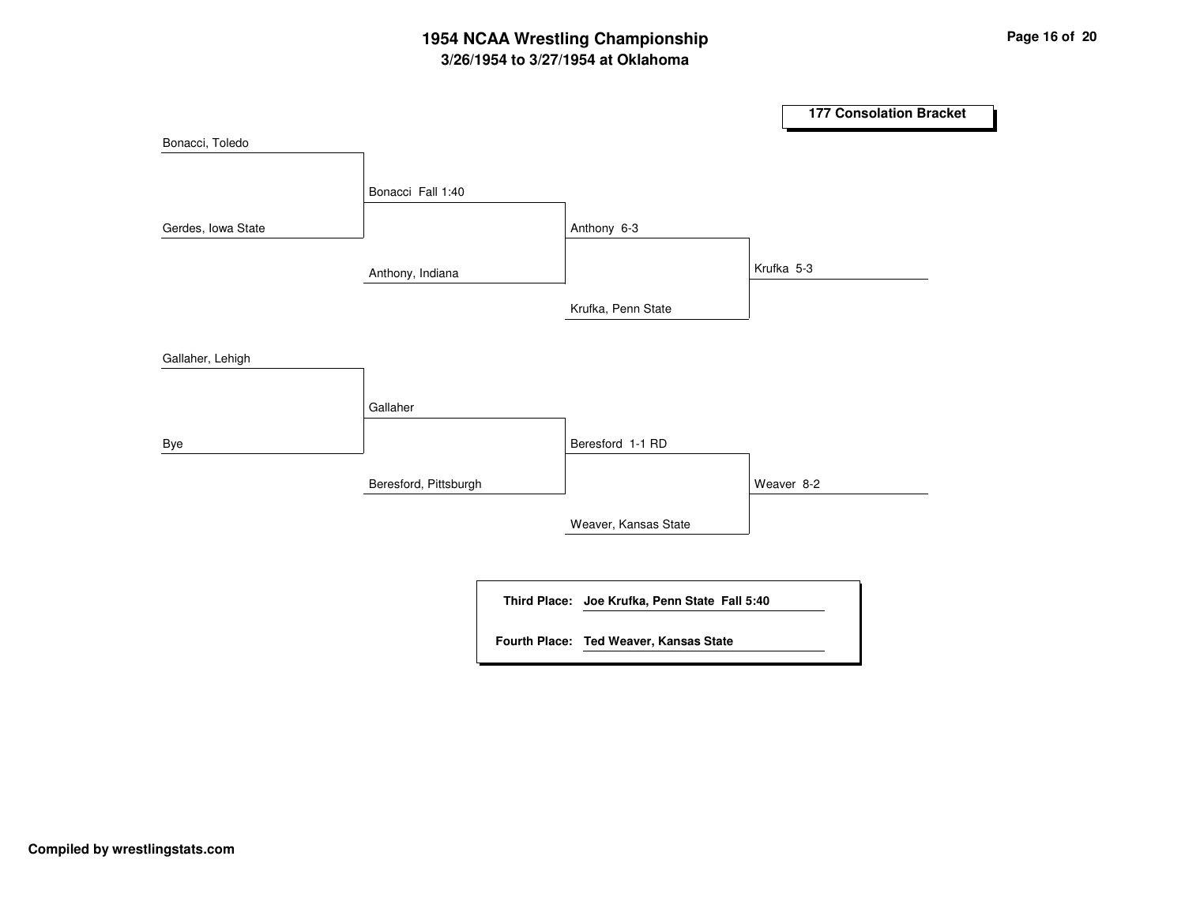# 1954 NCAA Wrestling Championship

## 3/26/1954 to 3/27/1954 at Oklahoma

### 177 Consolation Bracket

Bonacci, Toledo

Gerdes, Iowa State

Bonacci Fall 1:40

Anthony, Indiana

Anthony 6-3

Krufka, Penn State

Krufka 5-3

Gallaher, Lehigh

Bye

Gallaher

Beresford, Pittsburgh

Beresford 1-1 RD

Weaver, Kansas State

Weaver 8-2

**Third Place: Joe Krufka, Penn State Fall 5:40**

**Fourth Place: Ted Weaver, Kansas State**

**Compiled by wrestlingstats.com**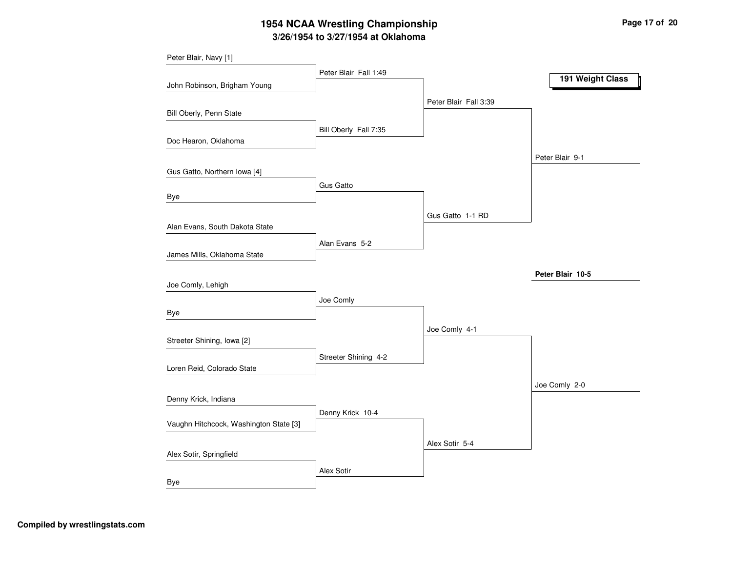# 1954 NCAA Wrestling Championship

## 3/26/1954 to 3/27/1954 at Oklahoma

### 191 Weight Class

**First Round**

- Peter Blair, Navy [1] vs. John Robinson, Brigham Young — Peter Blair Fall 1:49
- Bill Oberly, Penn State vs. Doc Hearon, Oklahoma — Bill Oberly Fall 7:35
- Gus Gatto, Northern Iowa [4] vs. Bye — Gus Gatto
- Alan Evans, South Dakota State vs. James Mills, Oklahoma State — Alan Evans 5-2
- Joe Comly, Lehigh vs. Bye — Joe Comly
- Streeter Shining, Iowa [2] vs. Loren Reid, Colorado State — Streeter Shining 4-2
- Denny Krick, Indiana vs. Vaughn Hitchcock, Washington State [3] — Denny Krick 10-4
- Alex Sotir, Springfield vs. Bye — Alex Sotir

**Quarterfinals**

- Peter Blair Fall 3:39
- Gus Gatto 1-1 RD
- Joe Comly 4-1
- Alex Sotir 5-4

**Semifinals**

- Peter Blair 9-1
- Joe Comly 2-0

**Final**

- **Peter Blair 10-5**

**Compiled by wrestlingstats.com**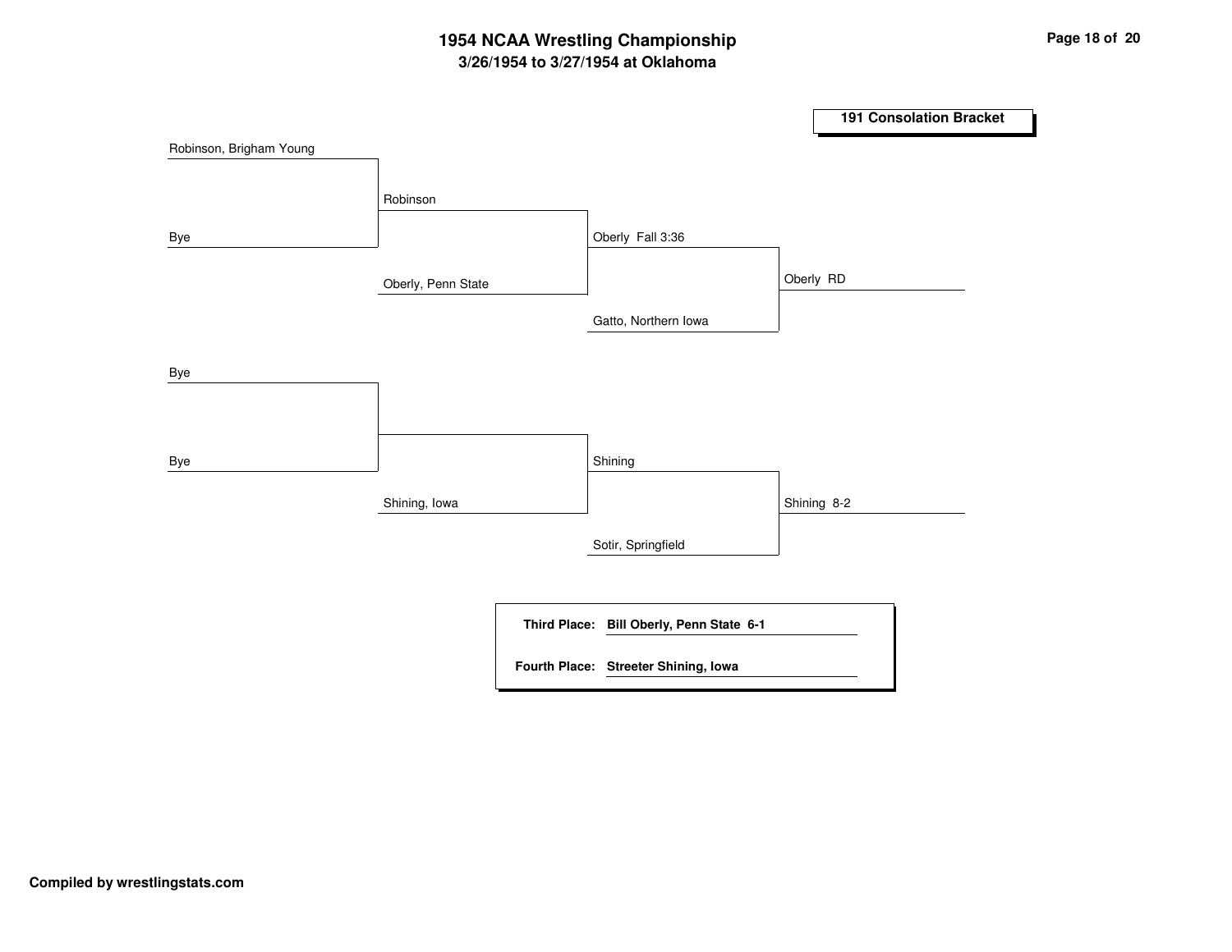# 1954 NCAA Wrestling Championship

## 3/26/1954 to 3/27/1954 at Oklahoma

### 191 Consolation Bracket

Robinson, Brigham Young

Bye

Robinson

Oberly, Penn State

Oberly Fall 3:36

Gatto, Northern Iowa

Oberly RD

Bye

Bye

Shining, Iowa

Shining

Sotir, Springfield

Shining 8-2

**Third Place:** **Bill Oberly, Penn State 6-1**

**Fourth Place:** **Streeter Shining, Iowa**

**Compiled by wrestlingstats.com**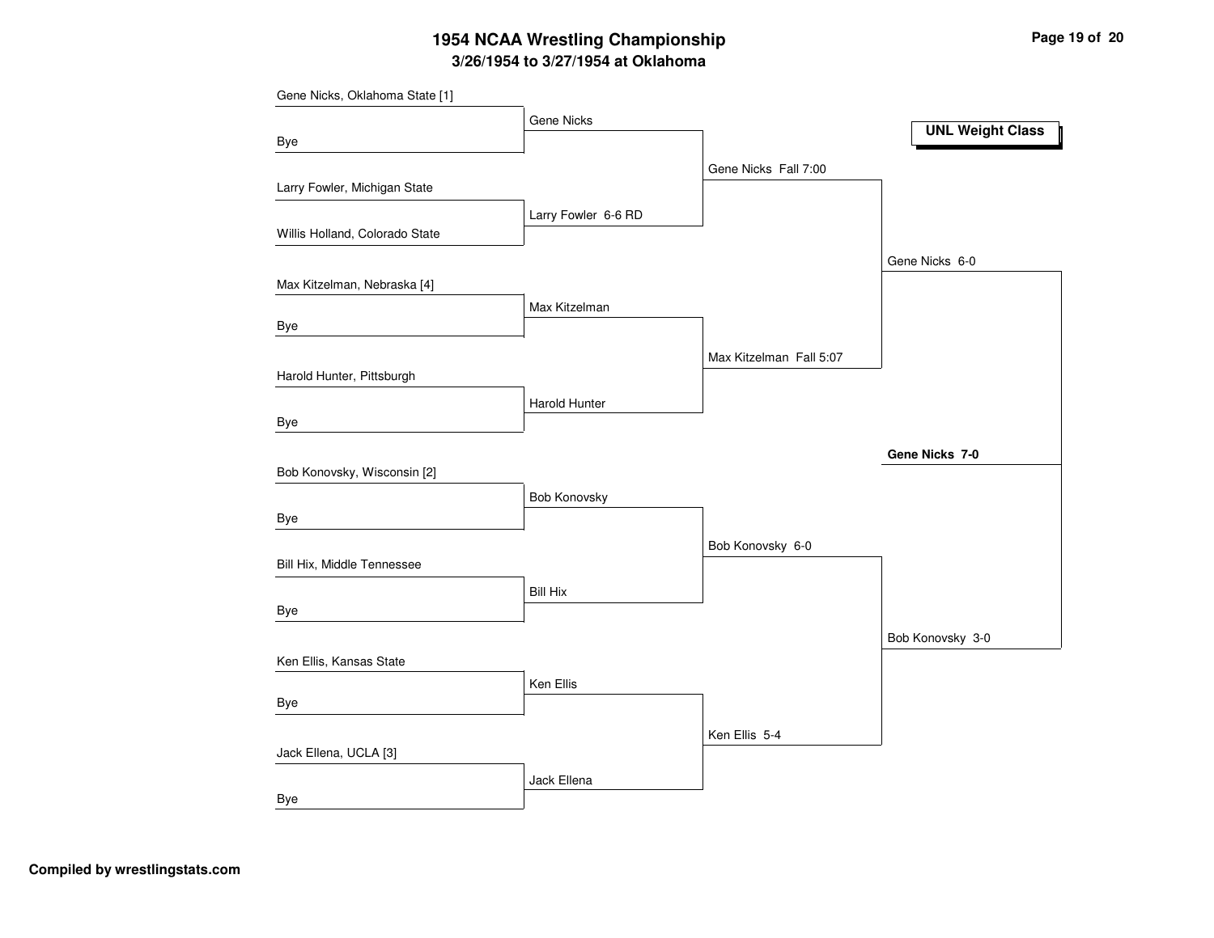# 1954 NCAA Wrestling Championship

## 3/26/1954 to 3/27/1954 at Oklahoma

**UNL Weight Class**

### First Round

- Gene Nicks, Oklahoma State [1] vs Bye — Gene Nicks
- Larry Fowler, Michigan State vs Willis Holland, Colorado State — Larry Fowler 6-6 RD
- Max Kitzelman, Nebraska [4] vs Bye — Max Kitzelman
- Harold Hunter, Pittsburgh vs Bye — Harold Hunter
- Bob Konovsky, Wisconsin [2] vs Bye — Bob Konovsky
- Bill Hix, Middle Tennessee vs Bye — Bill Hix
- Ken Ellis, Kansas State vs Bye — Ken Ellis
- Jack Ellena, UCLA [3] vs Bye — Jack Ellena

### Quarterfinals

- Gene Nicks Fall 7:00
- Max Kitzelman Fall 5:07
- Bob Konovsky 6-0
- Ken Ellis 5-4

### Semifinals

- Gene Nicks 6-0
- Bob Konovsky 3-0

### Final

**Gene Nicks 7-0**

**Compiled by wrestlingstats.com**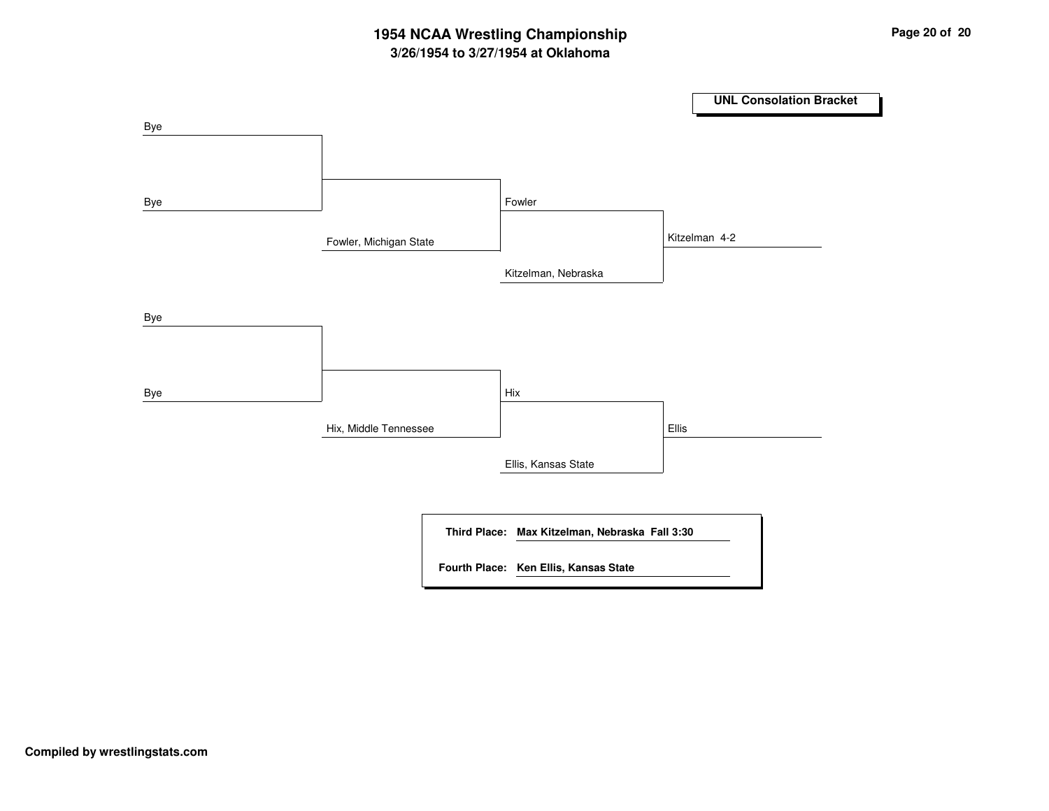# 1954 NCAA Wrestling Championship

## 3/26/1954 to 3/27/1954 at Oklahoma

### UNL Consolation Bracket

Bye

Bye

Fowler, Michigan State

Fowler

Kitzelman, Nebraska

Kitzelman 4-2

Bye

Bye

Hix, Middle Tennessee

Hix

Ellis, Kansas State

Ellis

**Third Place:** **Max Kitzelman, Nebraska Fall 3:30**

**Fourth Place:** **Ken Ellis, Kansas State**

**Compiled by wrestlingstats.com**